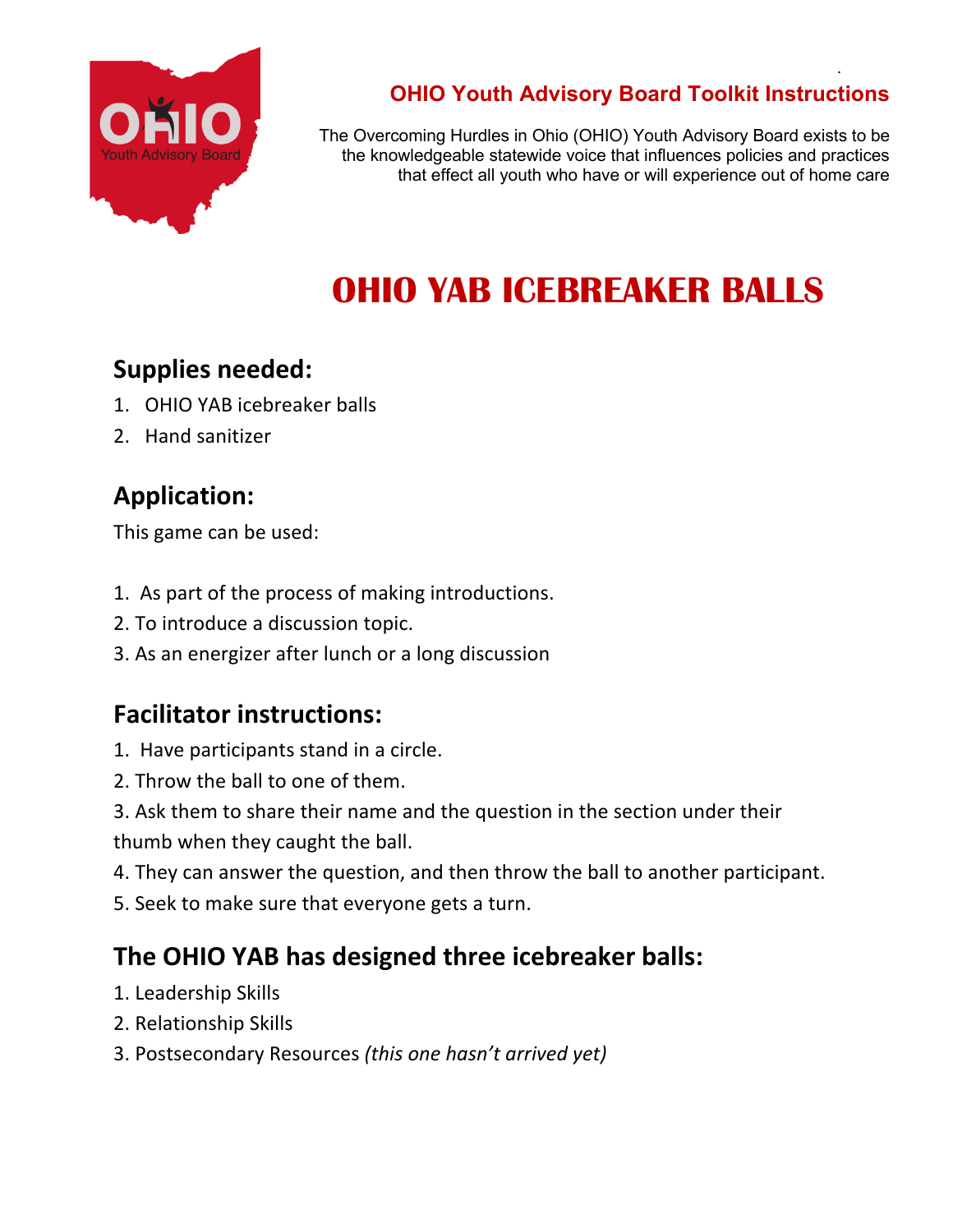OHIO Youth Advisory Board

## OHIO Youth Advisory Board Toolkit Instructions

The Overcoming Hurdles in Ohio (OHIO) Youth Advisory Board exists to be the knowledgeable statewide voice that influences policies and practices that effect all youth who have or will experience out of home care

# OHIO YAB ICEBREAKER BALLS

## Supplies needed:

1. OHIO YAB icebreaker balls
2. Hand sanitizer

## Application:

This game can be used:

1. As part of the process of making introductions.
2. To introduce a discussion topic.
3. As an energizer after lunch or a long discussion

## Facilitator instructions:

1. Have participants stand in a circle.
2. Throw the ball to one of them.
3. Ask them to share their name and the question in the section under their thumb when they caught the ball.
4. They can answer the question, and then throw the ball to another participant.
5. Seek to make sure that everyone gets a turn.

## The OHIO YAB has designed three icebreaker balls:

1. Leadership Skills
2. Relationship Skills
3. Postsecondary Resources *(this one hasn't arrived yet)*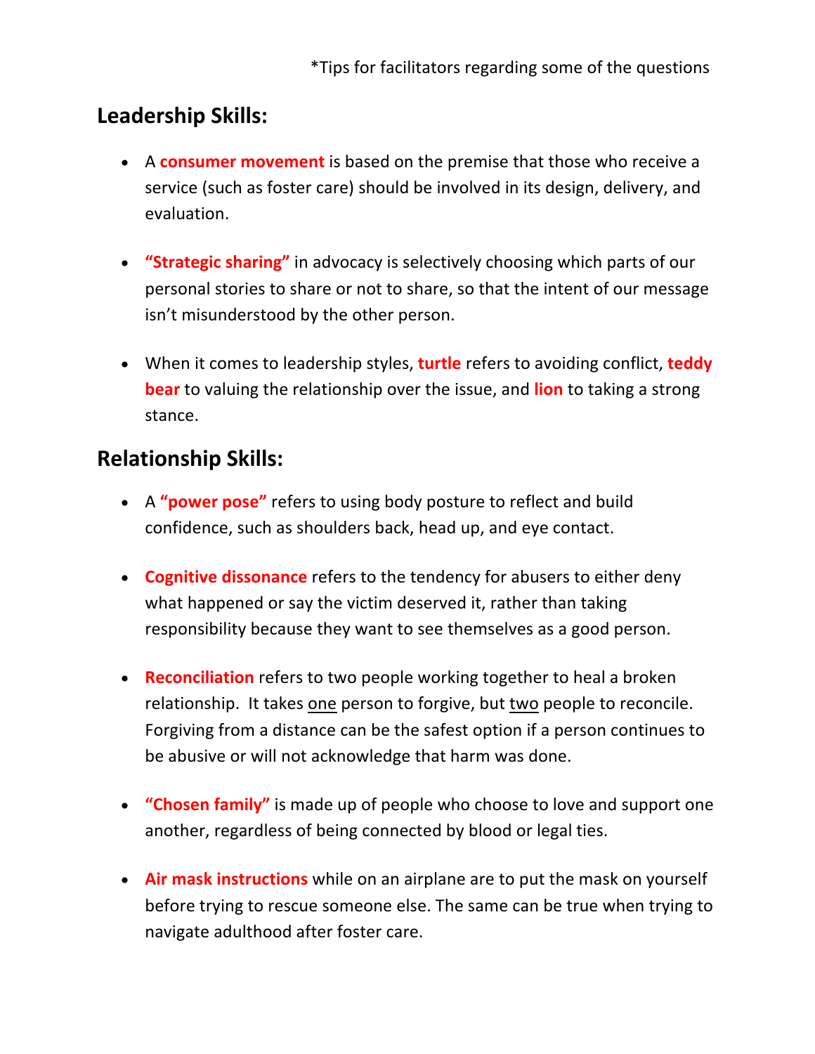*Tips for facilitators regarding some of the questions

## Leadership Skills:

- A **consumer movement** is based on the premise that those who receive a service (such as foster care) should be involved in its design, delivery, and evaluation.

- **"Strategic sharing"** in advocacy is selectively choosing which parts of our personal stories to share or not to share, so that the intent of our message isn't misunderstood by the other person.

- When it comes to leadership styles, **turtle** refers to avoiding conflict, **teddy bear** to valuing the relationship over the issue, and **lion** to taking a strong stance.

## Relationship Skills:

- A **"power pose"** refers to using body posture to reflect and build confidence, such as shoulders back, head up, and eye contact.

- **Cognitive dissonance** refers to the tendency for abusers to either deny what happened or say the victim deserved it, rather than taking responsibility because they want to see themselves as a good person.

- **Reconciliation** refers to two people working together to heal a broken relationship. It takes one person to forgive, but two people to reconcile. Forgiving from a distance can be the safest option if a person continues to be abusive or will not acknowledge that harm was done.

- **"Chosen family"** is made up of people who choose to love and support one another, regardless of being connected by blood or legal ties.

- **Air mask instructions** while on an airplane are to put the mask on yourself before trying to rescue someone else. The same can be true when trying to navigate adulthood after foster care.